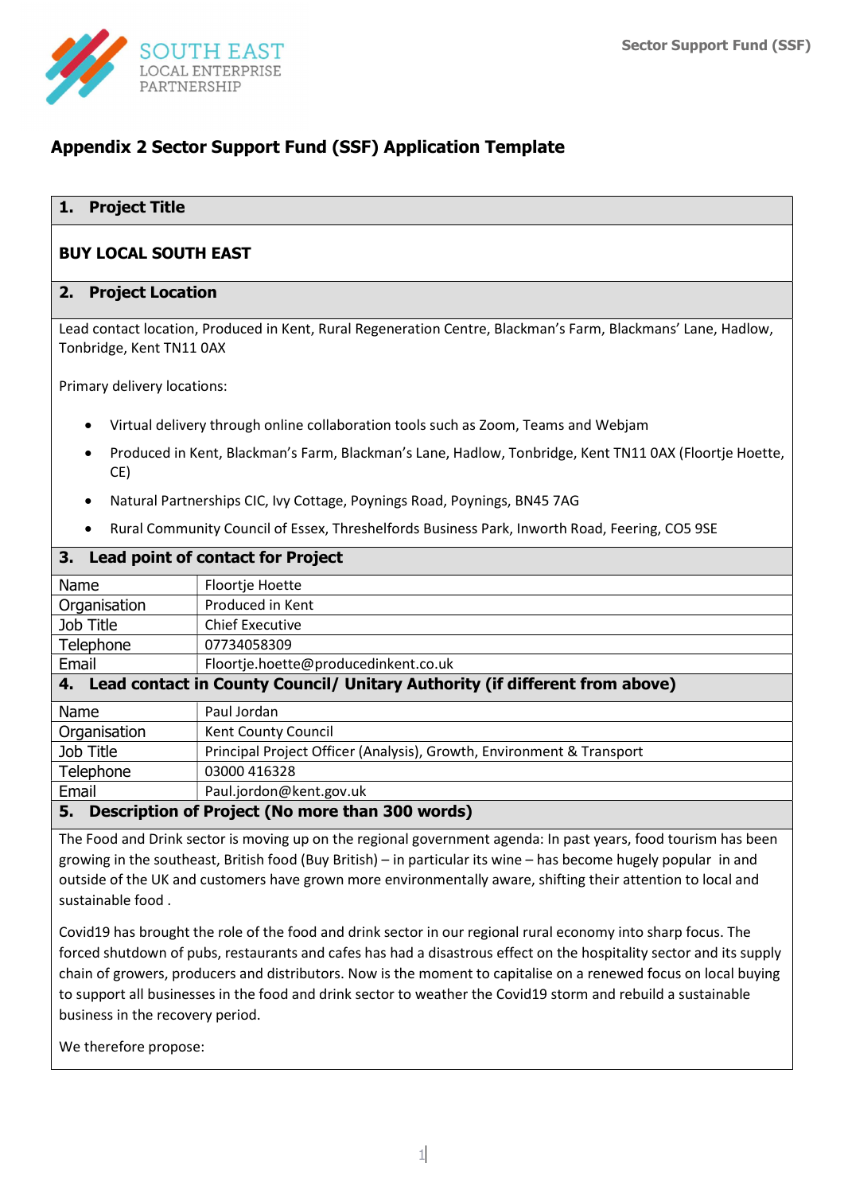# Appendix 2 Sector Support Fund (SSF) Application Template

## 1. Project Title

**BUY LOCAL SOUTH EAST**

## 2. Project Location

Lead contact location, Produced in Kent, Rural Regeneration Centre, Blackman's Farm, Blackmans' Lane, Hadlow, Tonbridge, Kent TN11 0AX

Primary delivery locations:

- Virtual delivery through online collaboration tools such as Zoom, Teams and Webjam
- Produced in Kent, Blackman's Farm, Blackman's Lane, Hadlow, Tonbridge, Kent TN11 0AX (Floortje Hoette, CE)
- Natural Partnerships CIC, Ivy Cottage, Poynings Road, Poynings, BN45 7AG
- Rural Community Council of Essex, Threshelfords Business Park, Inworth Road, Feering, CO5 9SE

## 3. Lead point of contact for Project

| | |
|---|---|
| Name | Floortje Hoette |
| Organisation | Produced in Kent |
| Job Title | Chief Executive |
| Telephone | 07734058309 |
| Email | Floortje.hoette@producedinkent.co.uk |

## 4. Lead contact in County Council/ Unitary Authority (if different from above)

| | |
|---|---|
| Name | Paul Jordan |
| Organisation | Kent County Council |
| Job Title | Principal Project Officer (Analysis), Growth, Environment & Transport |
| Telephone | 03000 416328 |
| Email | Paul.jordon@kent.gov.uk |

## 5. Description of Project (No more than 300 words)

The Food and Drink sector is moving up on the regional government agenda: In past years, food tourism has been growing in the southeast, British food (Buy British) – in particular its wine – has become hugely popular in and outside of the UK and customers have grown more environmentally aware, shifting their attention to local and sustainable food .

Covid19 has brought the role of the food and drink sector in our regional rural economy into sharp focus. The forced shutdown of pubs, restaurants and cafes has had a disastrous effect on the hospitality sector and its supply chain of growers, producers and distributors. Now is the moment to capitalise on a renewed focus on local buying to support all businesses in the food and drink sector to weather the Covid19 storm and rebuild a sustainable business in the recovery period.

We therefore propose: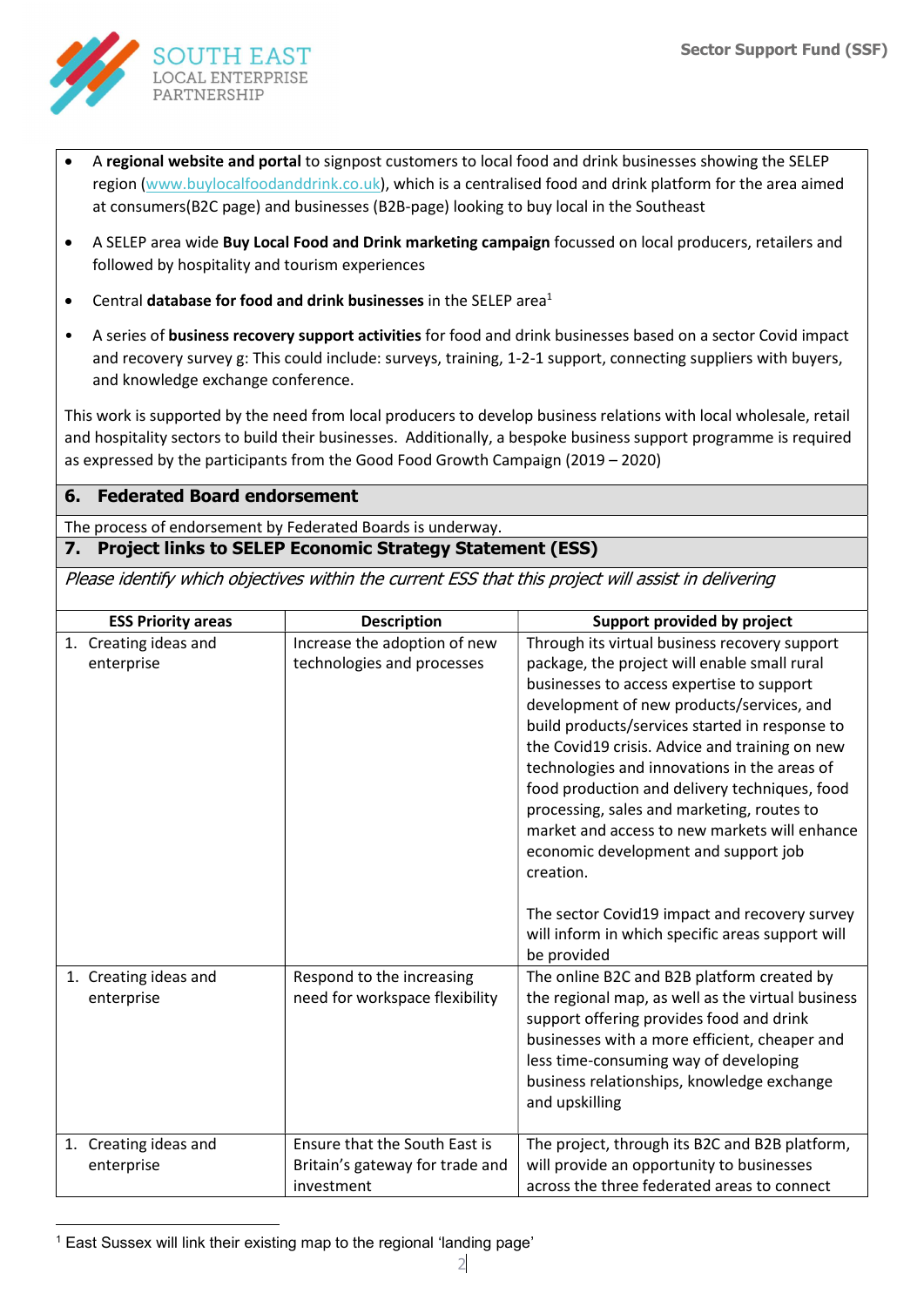- A **regional website and portal** to signpost customers to local food and drink businesses showing the SELEP region (www.buylocalfoodanddrink.co.uk), which is a centralised food and drink platform for the area aimed at consumers(B2C page) and businesses (B2B-page) looking to buy local in the Southeast
- A SELEP area wide **Buy Local Food and Drink marketing campaign** focussed on local producers, retailers and followed by hospitality and tourism experiences
- Central **database for food and drink businesses** in the SELEP area[1]
- A series of **business recovery support activities** for food and drink businesses based on a sector Covid impact and recovery survey g: This could include: surveys, training, 1-2-1 support, connecting suppliers with buyers, and knowledge exchange conference.

This work is supported by the need from local producers to develop business relations with local wholesale, retail and hospitality sectors to build their businesses. Additionally, a bespoke business support programme is required as expressed by the participants from the Good Food Growth Campaign (2019 – 2020)

## 6. Federated Board endorsement

The process of endorsement by Federated Boards is underway.

## 7. Project links to SELEP Economic Strategy Statement (ESS)

*Please identify which objectives within the current ESS that this project will assist in delivering*

| ESS Priority areas | Description | Support provided by project |
|---|---|---|
| 1. Creating ideas and enterprise | Increase the adoption of new technologies and processes | Through its virtual business recovery support package, the project will enable small rural businesses to access expertise to support development of new products/services, and build products/services started in response to the Covid19 crisis. Advice and training on new technologies and innovations in the areas of food production and delivery techniques, food processing, sales and marketing, routes to market and access to new markets will enhance economic development and support job creation.<br><br>The sector Covid19 impact and recovery survey will inform in which specific areas support will be provided |
| 1. Creating ideas and enterprise | Respond to the increasing need for workspace flexibility | The online B2C and B2B platform created by the regional map, as well as the virtual business support offering provides food and drink businesses with a more efficient, cheaper and less time-consuming way of developing business relationships, knowledge exchange and upskilling |
| 1. Creating ideas and enterprise | Ensure that the South East is Britain's gateway for trade and investment | The project, through its B2C and B2B platform, will provide an opportunity to businesses across the three federated areas to connect |

[1] East Sussex will link their existing map to the regional 'landing page'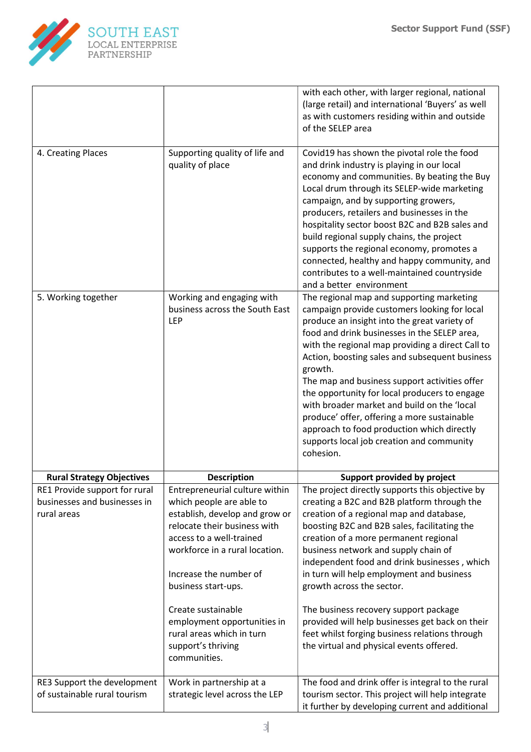| | | |
|---|---|---|
| | | with each other, with larger regional, national (large retail) and international 'Buyers' as well as with customers residing within and outside of the SELEP area |
| 4. Creating Places | Supporting quality of life and quality of place | Covid19 has shown the pivotal role the food and drink industry is playing in our local economy and communities. By beating the Buy Local drum through its SELEP-wide marketing campaign, and by supporting growers, producers, retailers and businesses in the hospitality sector boost B2C and B2B sales and build regional supply chains, the project supports the regional economy, promotes a connected, healthy and happy community, and contributes to a well-maintained countryside and a better environment |
| 5. Working together | Working and engaging with business across the South East LEP | The regional map and supporting marketing campaign provide customers looking for local produce an insight into the great variety of food and drink businesses in the SELEP area, with the regional map providing a direct Call to Action, boosting sales and subsequent business growth.<br>The map and business support activities offer the opportunity for local producers to engage with broader market and build on the 'local produce' offer, offering a more sustainable approach to food production which directly supports local job creation and community cohesion. |
| **Rural Strategy Objectives** | **Description** | **Support provided by project** |
| RE1 Provide support for rural businesses and businesses in rural areas | Entrepreneurial culture within which people are able to establish, develop and grow or relocate their business with access to a well-trained workforce in a rural location.<br><br>Increase the number of business start-ups.<br><br>Create sustainable employment opportunities in rural areas which in turn support's thriving communities. | The project directly supports this objective by creating a B2C and B2B platform through the creation of a regional map and database, boosting B2C and B2B sales, facilitating the creation of a more permanent regional business network and supply chain of independent food and drink businesses , which in turn will help employment and business growth across the sector.<br><br>The business recovery support package provided will help businesses get back on their feet whilst forging business relations through the virtual and physical events offered. |
| RE3 Support the development of sustainable rural tourism | Work in partnership at a strategic level across the LEP | The food and drink offer is integral to the rural tourism sector. This project will help integrate it further by developing current and additional |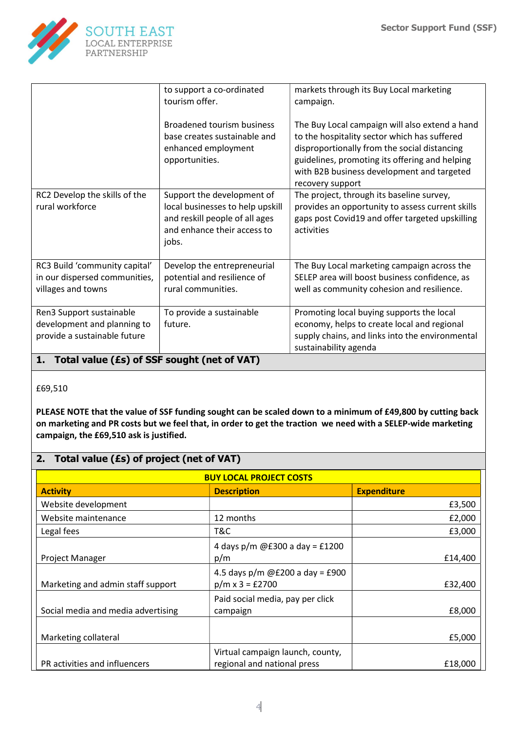| | | |
|---|---|---|
| | to support a co-ordinated tourism offer.<br><br>Broadened tourism business base creates sustainable and enhanced employment opportunities. | markets through its Buy Local marketing campaign.<br><br>The Buy Local campaign will also extend a hand to the hospitality sector which has suffered disproportionally from the social distancing guidelines, promoting its offering and helping with B2B business development and targeted recovery support |
| RC2 Develop the skills of the rural workforce | Support the development of local businesses to help upskill and reskill people of all ages and enhance their access to jobs. | The project, through its baseline survey, provides an opportunity to assess current skills gaps post Covid19 and offer targeted upskilling activities |
| RC3 Build 'community capital' in our dispersed communities, villages and towns | Develop the entrepreneurial potential and resilience of rural communities. | The Buy Local marketing campaign across the SELEP area will boost business confidence, as well as community cohesion and resilience. |
| Ren3 Support sustainable development and planning to provide a sustainable future | To provide a sustainable future. | Promoting local buying supports the local economy, helps to create local and regional supply chains, and links into the environmental sustainability agenda |

## 1. Total value (£s) of SSF sought (net of VAT)

£69,510

**PLEASE NOTE that the value of SSF funding sought can be scaled down to a minimum of £49,800 by cutting back on marketing and PR costs but we feel that, in order to get the traction we need with a SELEP-wide marketing campaign, the £69,510 ask is justified.**

## 2. Total value (£s) of project (net of VAT)

| BUY LOCAL PROJECT COSTS | | |
|---|---|---|
| **Activity** | **Description** | **Expenditure** |
| Website development | | £3,500 |
| Website maintenance | 12 months | £2,000 |
| Legal fees | T&C | £3,000 |
| Project Manager | 4 days p/m @£300 a day = £1200 p/m | £14,400 |
| Marketing and admin staff support | 4.5 days p/m @£200 a day = £900 p/m x 3 = £2700 | £32,400 |
| Social media and media advertising | Paid social media, pay per click campaign | £8,000 |
| Marketing collateral | | £5,000 |
| PR activities and influencers | Virtual campaign launch, county, regional and national press | £18,000 |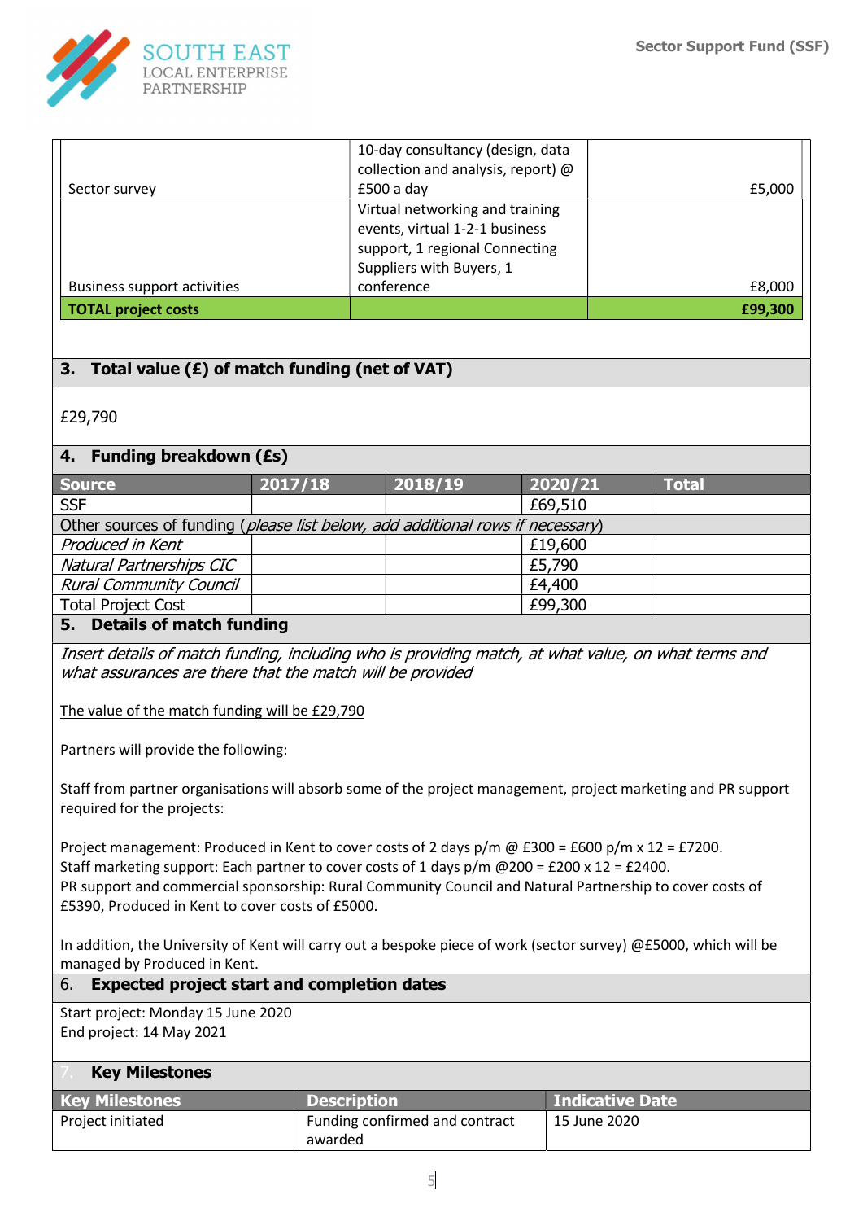| | | |
|---|---|---|
| Sector survey | 10-day consultancy (design, data collection and analysis, report) @ £500 a day | £5,000 |
| Business support activities | Virtual networking and training events, virtual 1-2-1 business support, 1 regional Connecting Suppliers with Buyers, 1 conference | £8,000 |
| **TOTAL project costs** | | **£99,300** |

## 3. Total value (£) of match funding (net of VAT)

£29,790

## 4. Funding breakdown (£s)

| Source | 2017/18 | 2018/19 | 2020/21 | Total |
|---|---|---|---|---|
| SSF | | | £69,510 | |
| Other sources of funding (*please list below, add additional rows if necessary*) | | | | |
| *Produced in Kent* | | | £19,600 | |
| *Natural Partnerships CIC* | | | £5,790 | |
| *Rural Community Council* | | | £4,400 | |
| Total Project Cost | | | £99,300 | |

## 5. Details of match funding

*Insert details of match funding, including who is providing match, at what value, on what terms and what assurances are there that the match will be provided*

<u>The value of the match funding will be £29,790</u>

Partners will provide the following:

Staff from partner organisations will absorb some of the project management, project marketing and PR support required for the projects:

Project management: Produced in Kent to cover costs of 2 days p/m @ £300 = £600 p/m x 12 = £7200.
Staff marketing support: Each partner to cover costs of 1 days p/m @200 = £200 x 12 = £2400.
PR support and commercial sponsorship: Rural Community Council and Natural Partnership to cover costs of £5390, Produced in Kent to cover costs of £5000.

In addition, the University of Kent will carry out a bespoke piece of work (sector survey) @£5000, which will be managed by Produced in Kent.

## 6. Expected project start and completion dates

Start project: Monday 15 June 2020
End project: 14 May 2021

## 7. Key Milestones

| Key Milestones | Description | Indicative Date |
|---|---|---|
| Project initiated | Funding confirmed and contract awarded | 15 June 2020 |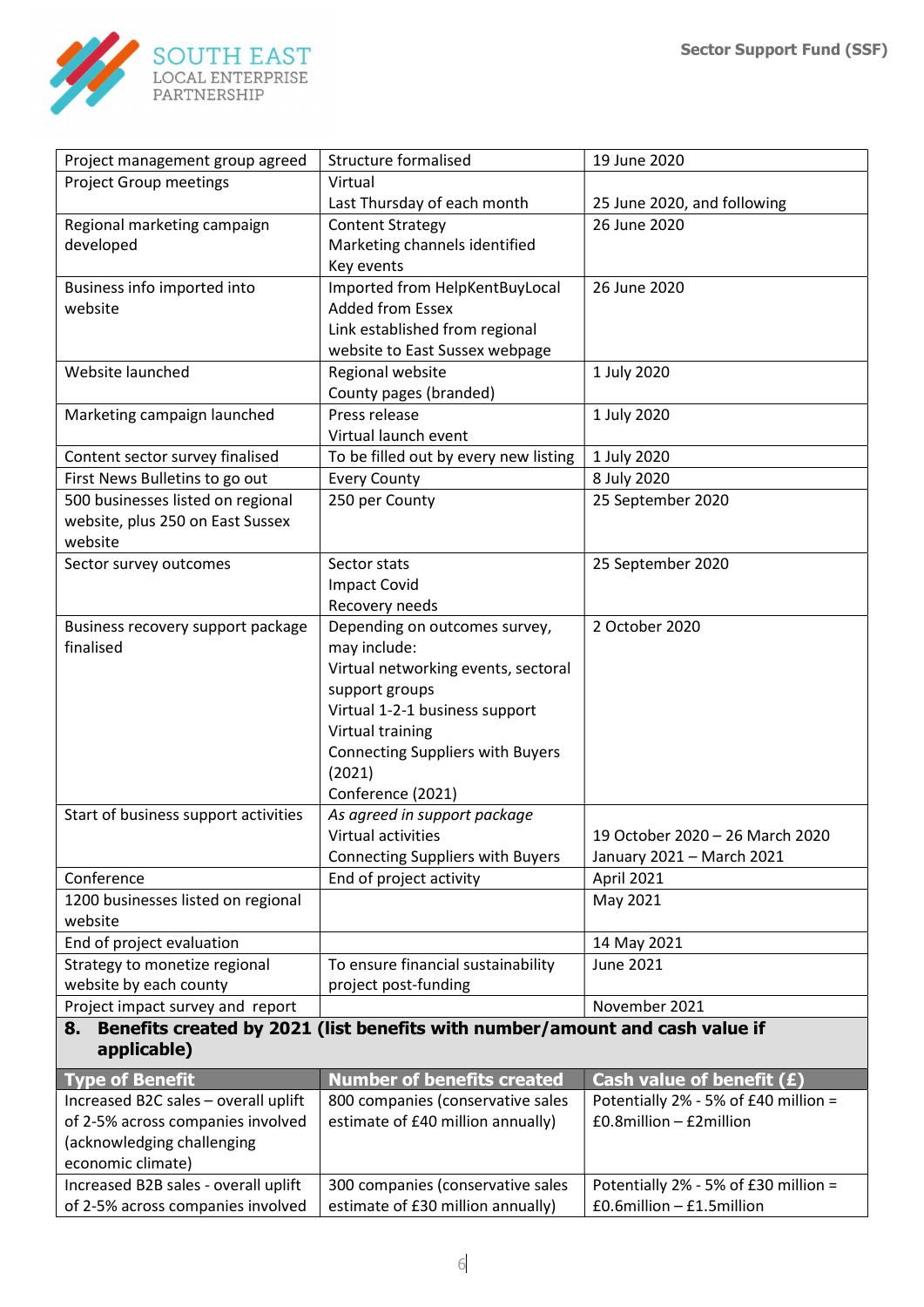| Project management group agreed | Structure formalised | 19 June 2020 |
|---|---|---|
| Project Group meetings | Virtual<br>Last Thursday of each month | 25 June 2020, and following |
| Regional marketing campaign developed | Content Strategy<br>Marketing channels identified<br>Key events | 26 June 2020 |
| Business info imported into website | Imported from HelpKentBuyLocal<br>Added from Essex<br>Link established from regional website to East Sussex webpage | 26 June 2020 |
| Website launched | Regional website<br>County pages (branded) | 1 July 2020 |
| Marketing campaign launched | Press release<br>Virtual launch event | 1 July 2020 |
| Content sector survey finalised | To be filled out by every new listing | 1 July 2020 |
| First News Bulletins to go out | Every County | 8 July 2020 |
| 500 businesses listed on regional website, plus 250 on East Sussex website | 250 per County | 25 September 2020 |
| Sector survey outcomes | Sector stats<br>Impact Covid<br>Recovery needs | 25 September 2020 |
| Business recovery support package finalised | Depending on outcomes survey, may include:<br>Virtual networking events, sectoral support groups<br>Virtual 1-2-1 business support<br>Virtual training<br>Connecting Suppliers with Buyers (2021)<br>Conference (2021) | 2 October 2020 |
| Start of business support activities | *As agreed in support package*<br>Virtual activities<br>Connecting Suppliers with Buyers | 19 October 2020 – 26 March 2020<br>January 2021 – March 2021 |
| Conference | End of project activity | April 2021 |
| 1200 businesses listed on regional website | | May 2021 |
| End of project evaluation | | 14 May 2021 |
| Strategy to monetize regional website by each county | To ensure financial sustainability project post-funding | June 2021 |
| Project impact survey and report | | November 2021 |

## 8. Benefits created by 2021 (list benefits with number/amount and cash value if applicable)

| Type of Benefit | Number of benefits created | Cash value of benefit (£) |
|---|---|---|
| Increased B2C sales – overall uplift of 2-5% across companies involved (acknowledging challenging economic climate) | 800 companies (conservative sales estimate of £40 million annually) | Potentially 2% - 5% of £40 million = £0.8million – £2million |
| Increased B2B sales - overall uplift of 2-5% across companies involved | 300 companies (conservative sales estimate of £30 million annually) | Potentially 2% - 5% of £30 million = £0.6million – £1.5million |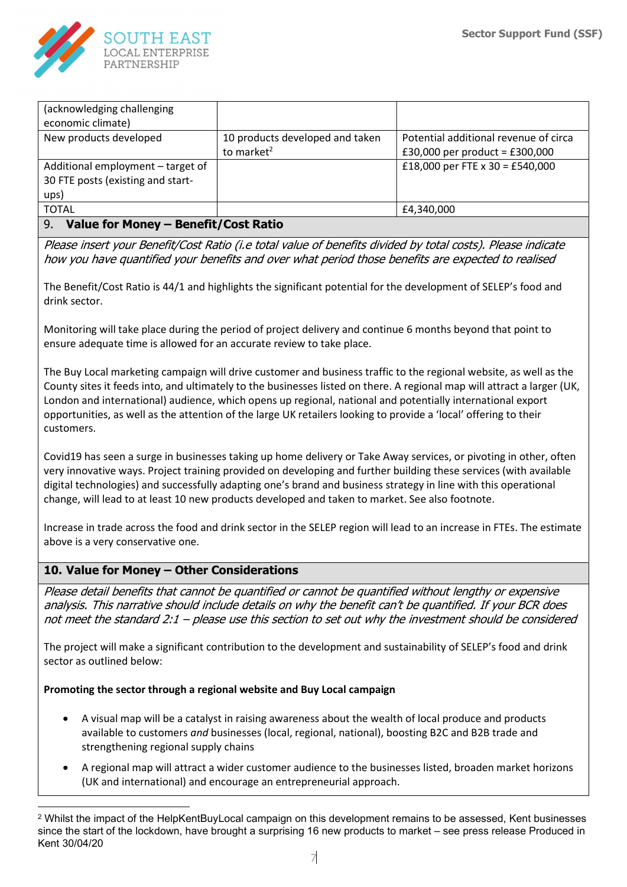| | | |
|---|---|---|
| (acknowledging challenging economic climate) | | |
| New products developed | 10 products developed and taken to market[2] | Potential additional revenue of circa £30,000 per product = £300,000 |
| Additional employment – target of 30 FTE posts (existing and start-ups) | | £18,000 per FTE x 30 = £540,000 |
| TOTAL | | £4,340,000 |

## 9. Value for Money – Benefit/Cost Ratio

*Please insert your Benefit/Cost Ratio (i.e total value of benefits divided by total costs). Please indicate how you have quantified your benefits and over what period those benefits are expected to realised*

The Benefit/Cost Ratio is 44/1 and highlights the significant potential for the development of SELEP's food and drink sector.

Monitoring will take place during the period of project delivery and continue 6 months beyond that point to ensure adequate time is allowed for an accurate review to take place.

The Buy Local marketing campaign will drive customer and business traffic to the regional website, as well as the County sites it feeds into, and ultimately to the businesses listed on there. A regional map will attract a larger (UK, London and international) audience, which opens up regional, national and potentially international export opportunities, as well as the attention of the large UK retailers looking to provide a 'local' offering to their customers.

Covid19 has seen a surge in businesses taking up home delivery or Take Away services, or pivoting in other, often very innovative ways. Project training provided on developing and further building these services (with available digital technologies) and successfully adapting one's brand and business strategy in line with this operational change, will lead to at least 10 new products developed and taken to market. See also footnote.

Increase in trade across the food and drink sector in the SELEP region will lead to an increase in FTEs. The estimate above is a very conservative one.

## 10. Value for Money – Other Considerations

*Please detail benefits that cannot be quantified or cannot be quantified without lengthy or expensive analysis. This narrative should include details on why the benefit can't be quantified. If your BCR does not meet the standard 2:1 – please use this section to set out why the investment should be considered*

The project will make a significant contribution to the development and sustainability of SELEP's food and drink sector as outlined below:

**Promoting the sector through a regional website and Buy Local campaign**

- A visual map will be a catalyst in raising awareness about the wealth of local produce and products available to customers *and* businesses (local, regional, national), boosting B2C and B2B trade and strengthening regional supply chains
- A regional map will attract a wider customer audience to the businesses listed, broaden market horizons (UK and international) and encourage an entrepreneurial approach.

---

[2] Whilst the impact of the HelpKentBuyLocal campaign on this development remains to be assessed, Kent businesses since the start of the lockdown, have brought a surprising 16 new products to market – see press release Produced in Kent 30/04/20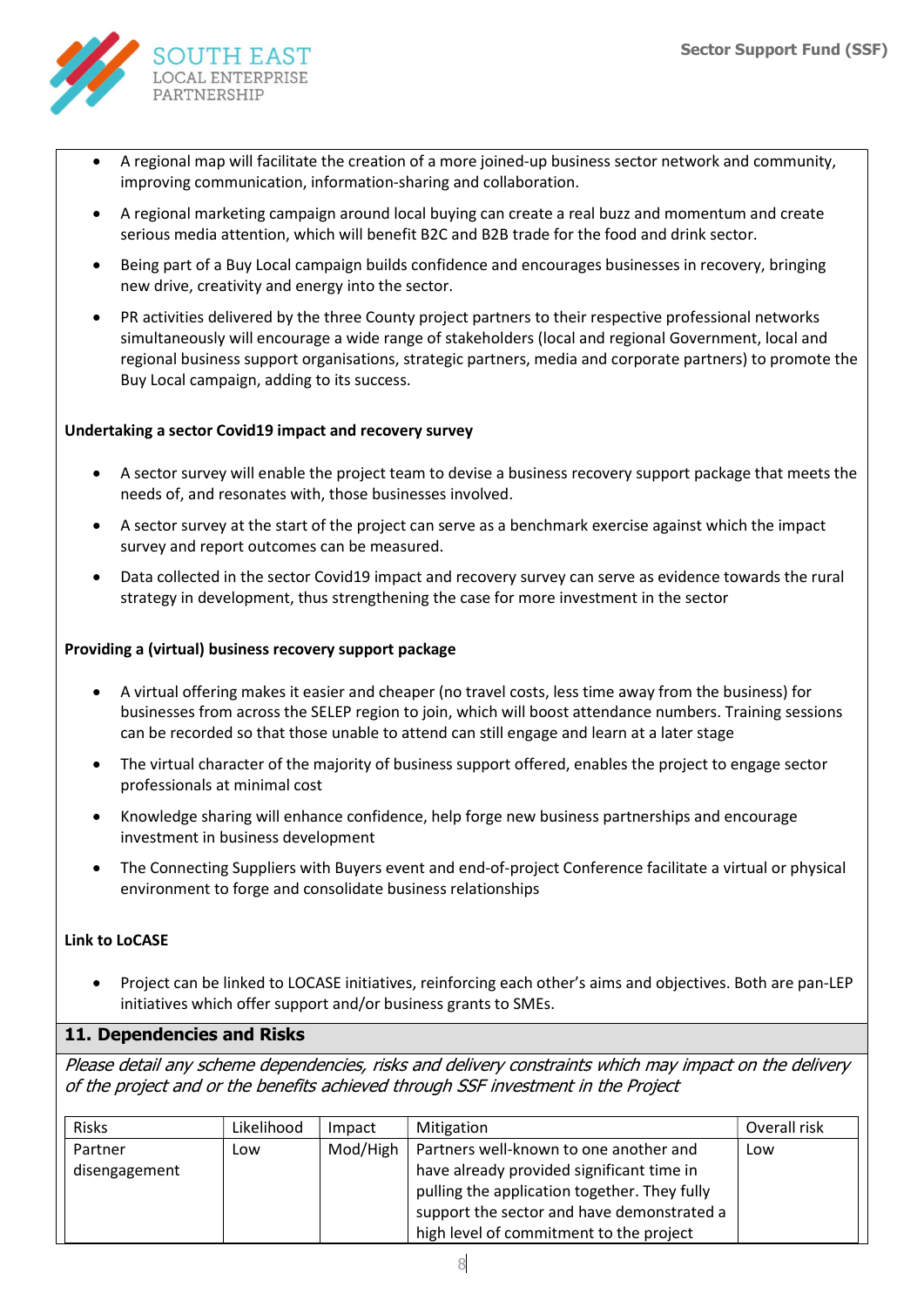- A regional map will facilitate the creation of a more joined-up business sector network and community, improving communication, information-sharing and collaboration.
- A regional marketing campaign around local buying can create a real buzz and momentum and create serious media attention, which will benefit B2C and B2B trade for the food and drink sector.
- Being part of a Buy Local campaign builds confidence and encourages businesses in recovery, bringing new drive, creativity and energy into the sector.
- PR activities delivered by the three County project partners to their respective professional networks simultaneously will encourage a wide range of stakeholders (local and regional Government, local and regional business support organisations, strategic partners, media and corporate partners) to promote the Buy Local campaign, adding to its success.

**Undertaking a sector Covid19 impact and recovery survey**

- A sector survey will enable the project team to devise a business recovery support package that meets the needs of, and resonates with, those businesses involved.
- A sector survey at the start of the project can serve as a benchmark exercise against which the impact survey and report outcomes can be measured.
- Data collected in the sector Covid19 impact and recovery survey can serve as evidence towards the rural strategy in development, thus strengthening the case for more investment in the sector

**Providing a (virtual) business recovery support package**

- A virtual offering makes it easier and cheaper (no travel costs, less time away from the business) for businesses from across the SELEP region to join, which will boost attendance numbers. Training sessions can be recorded so that those unable to attend can still engage and learn at a later stage
- The virtual character of the majority of business support offered, enables the project to engage sector professionals at minimal cost
- Knowledge sharing will enhance confidence, help forge new business partnerships and encourage investment in business development
- The Connecting Suppliers with Buyers event and end-of-project Conference facilitate a virtual or physical environment to forge and consolidate business relationships

**Link to LoCASE**

- Project can be linked to LOCASE initiatives, reinforcing each other's aims and objectives. Both are pan-LEP initiatives which offer support and/or business grants to SMEs.

## 11. Dependencies and Risks

*Please detail any scheme dependencies, risks and delivery constraints which may impact on the delivery of the project and or the benefits achieved through SSF investment in the Project*

| Risks | Likelihood | Impact | Mitigation | Overall risk |
|---|---|---|---|---|
| Partner disengagement | Low | Mod/High | Partners well-known to one another and have already provided significant time in pulling the application together. They fully support the sector and have demonstrated a high level of commitment to the project | Low |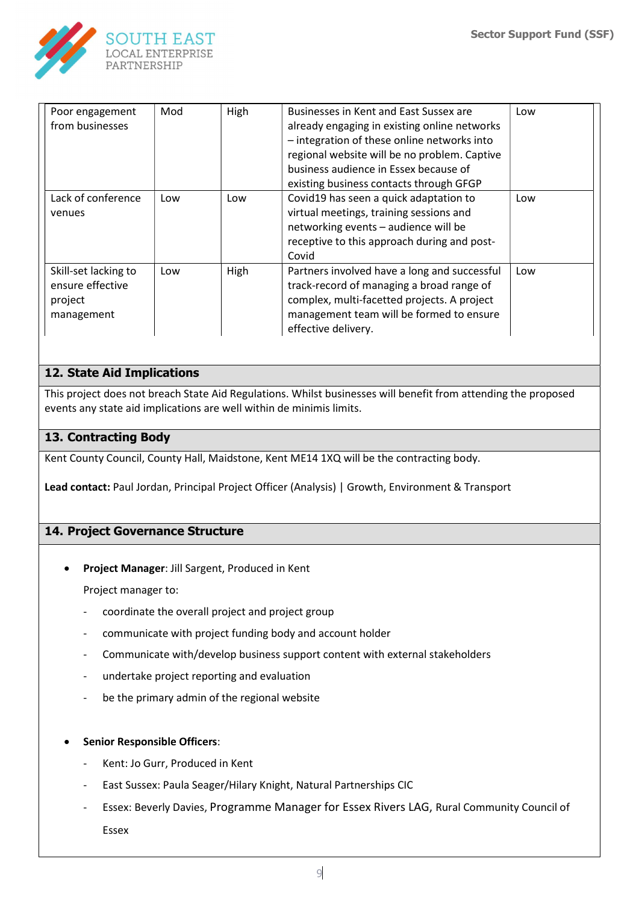| Poor engagement from businesses | Mod | High | Businesses in Kent and East Sussex are already engaging in existing online networks – integration of these online networks into regional website will be no problem. Captive business audience in Essex because of existing business contacts through GFGP | Low |
|---|---|---|---|---|
| Lack of conference venues | Low | Low | Covid19 has seen a quick adaptation to virtual meetings, training sessions and networking events – audience will be receptive to this approach during and post-Covid | Low |
| Skill-set lacking to ensure effective project management | Low | High | Partners involved have a long and successful track-record of managing a broad range of complex, multi-facetted projects. A project management team will be formed to ensure effective delivery. | Low |

## 12. State Aid Implications

This project does not breach State Aid Regulations. Whilst businesses will benefit from attending the proposed events any state aid implications are well within de minimis limits.

## 13. Contracting Body

Kent County Council, County Hall, Maidstone, Kent ME14 1XQ will be the contracting body.

**Lead contact:** Paul Jordan, Principal Project Officer (Analysis) | Growth, Environment & Transport

## 14. Project Governance Structure

- **Project Manager**: Jill Sargent, Produced in Kent

  Project manager to:

  - coordinate the overall project and project group
  - communicate with project funding body and account holder
  - Communicate with/develop business support content with external stakeholders
  - undertake project reporting and evaluation
  - be the primary admin of the regional website

- **Senior Responsible Officers**:
  - Kent: Jo Gurr, Produced in Kent
  - East Sussex: Paula Seager/Hilary Knight, Natural Partnerships CIC
  - Essex: Beverly Davies, Programme Manager for Essex Rivers LAG, Rural Community Council of Essex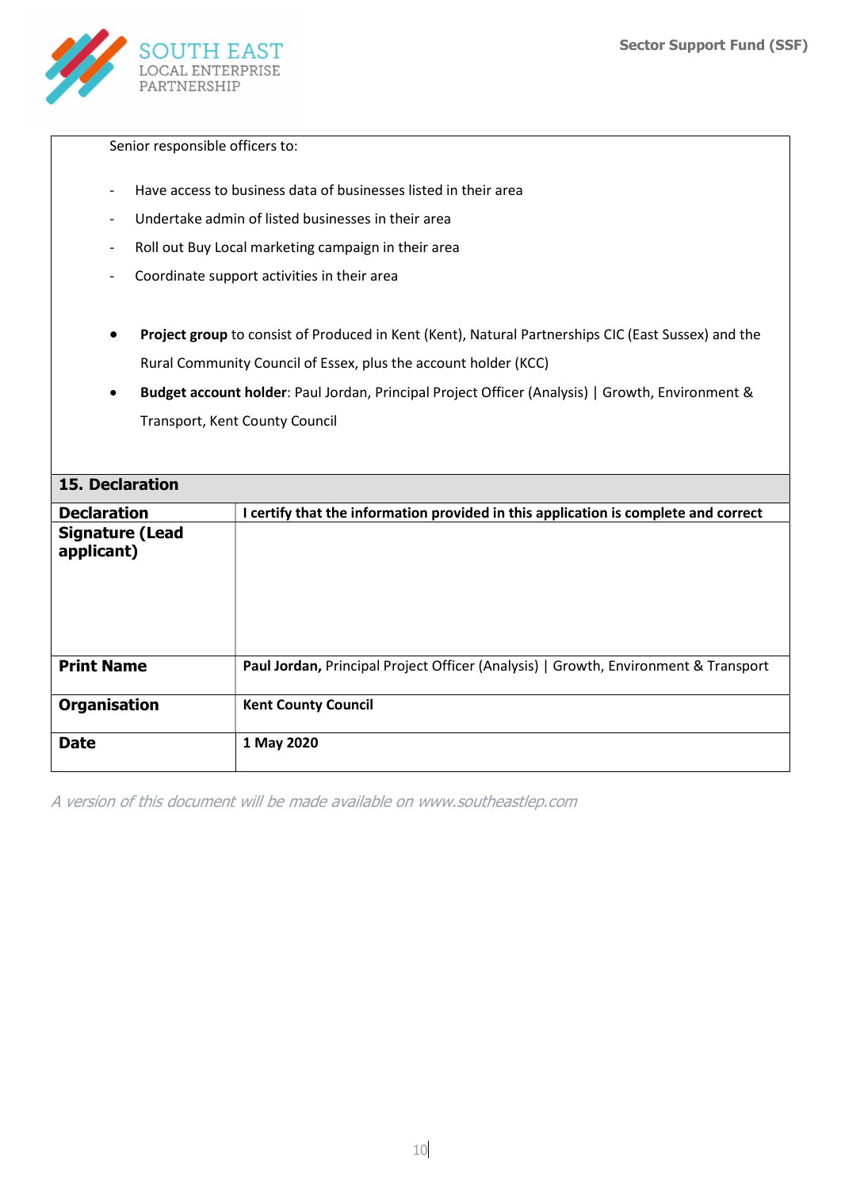Senior responsible officers to:

- Have access to business data of businesses listed in their area
- Undertake admin of listed businesses in their area
- Roll out Buy Local marketing campaign in their area
- Coordinate support activities in their area

- **Project group** to consist of Produced in Kent (Kent), Natural Partnerships CIC (East Sussex) and the Rural Community Council of Essex, plus the account holder (KCC)
- **Budget account holder**: Paul Jordan, Principal Project Officer (Analysis) | Growth, Environment & Transport, Kent County Council

## 15. Declaration

| | |
|---|---|
| **Declaration** | **I certify that the information provided in this application is complete and correct** |
| **Signature (Lead applicant)** | |
| **Print Name** | **Paul Jordan,** Principal Project Officer (Analysis) \| Growth, Environment & Transport |
| **Organisation** | **Kent County Council** |
| **Date** | **1 May 2020** |

*A version of this document will be made available on www.southeastlep.com*